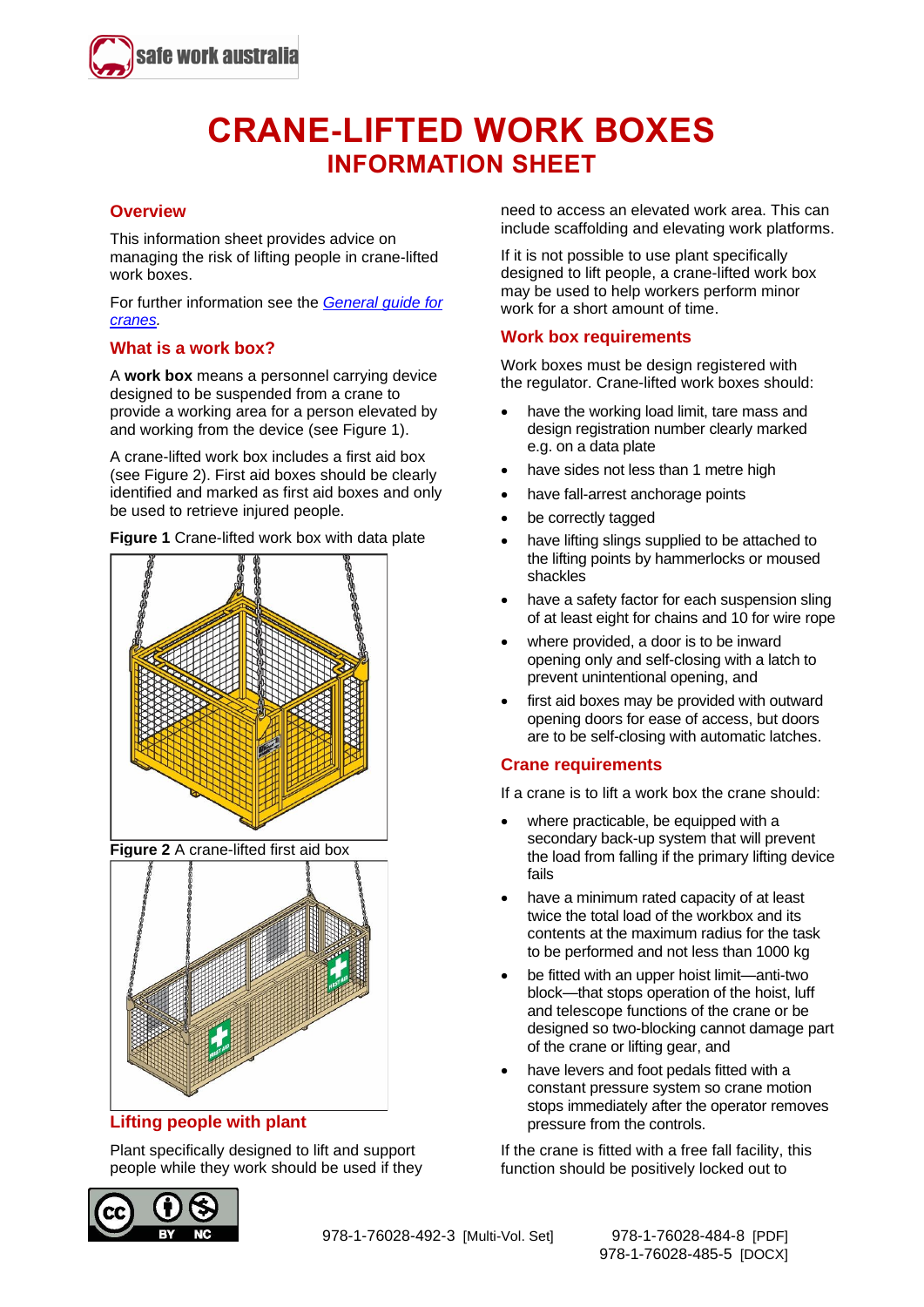# CRANE-LIFTED WORK BOXES

## INFORMATION SHEET

### Overview

This information sheet provides advice on managing the risk of lifting people in crane-lifted work boxes.

For further information see the *General guide for cranes*.

### What is a work box?

A **work box** means a personnel carrying device designed to be suspended from a crane to provide a working area for a person elevated by and working from the device (see Figure 1).

A crane-lifted work box includes a first aid box (see Figure 2). First aid boxes should be clearly identified and marked as first aid boxes and only be used to retrieve injured people.

**Figure 1** Crane-lifted work box with data plate

**Figure 2** A crane-lifted first aid box

### Lifting people with plant

Plant specifically designed to lift and support people while they work should be used if they need to access an elevated work area. This can include scaffolding and elevating work platforms.

If it is not possible to use plant specifically designed to lift people, a crane-lifted work box may be used to help workers perform minor work for a short amount of time.

### Work box requirements

Work boxes must be design registered with the regulator. Crane-lifted work boxes should:

- have the working load limit, tare mass and design registration number clearly marked e.g. on a data plate
- have sides not less than 1 metre high
- have fall-arrest anchorage points
- be correctly tagged
- have lifting slings supplied to be attached to the lifting points by hammerlocks or moused shackles
- have a safety factor for each suspension sling of at least eight for chains and 10 for wire rope
- where provided, a door is to be inward opening only and self-closing with a latch to prevent unintentional opening, and
- first aid boxes may be provided with outward opening doors for ease of access, but doors are to be self-closing with automatic latches.

### Crane requirements

If a crane is to lift a work box the crane should:

- where practicable, be equipped with a secondary back-up system that will prevent the load from falling if the primary lifting device fails
- have a minimum rated capacity of at least twice the total load of the workbox and its contents at the maximum radius for the task to be performed and not less than 1000 kg
- be fitted with an upper hoist limit—anti-two block—that stops operation of the hoist, luff and telescope functions of the crane or be designed so two-blocking cannot damage part of the crane or lifting gear, and
- have levers and foot pedals fitted with a constant pressure system so crane motion stops immediately after the operator removes pressure from the controls.

If the crane is fitted with a free fall facility, this function should be positively locked out to

978-1-76028-492-3 [Multi-Vol. Set] 978-1-76028-484-8 [PDF] 978-1-76028-485-5 [DOCX]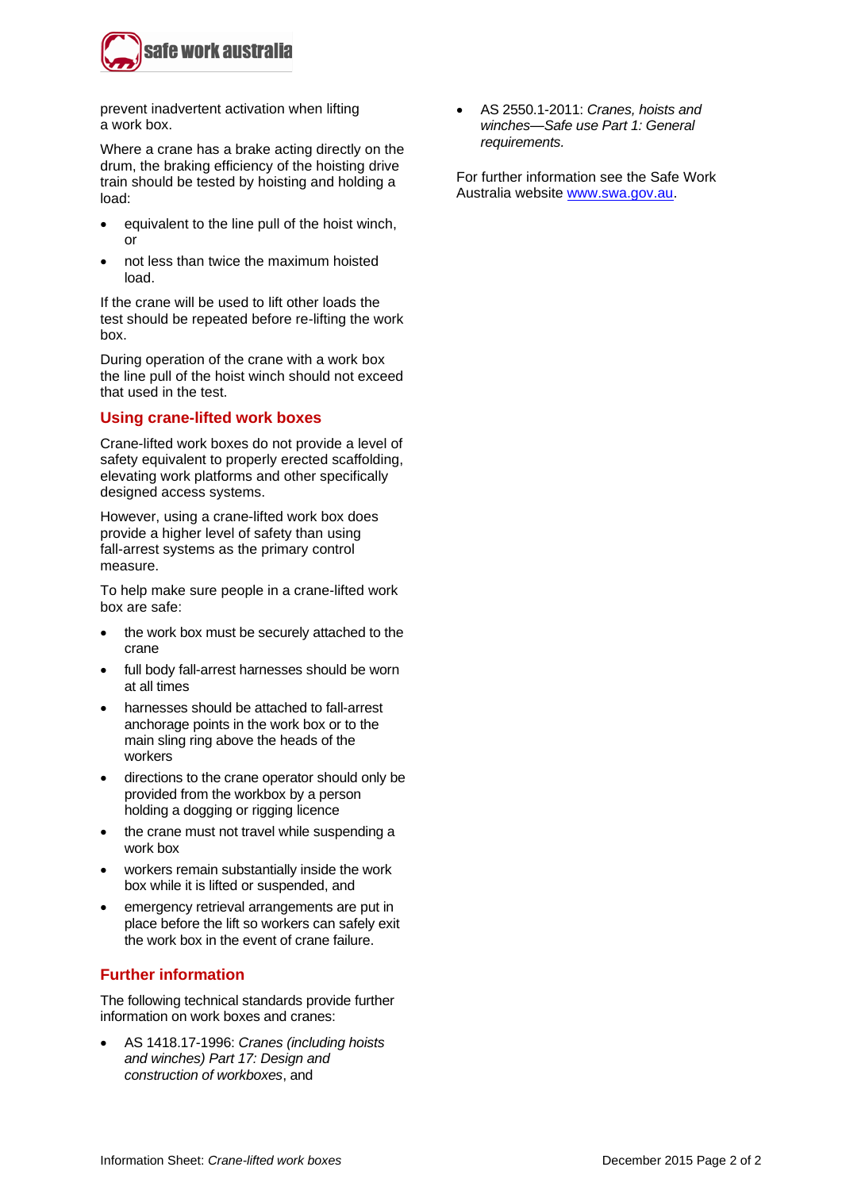prevent inadvertent activation when lifting a work box.

Where a crane has a brake acting directly on the drum, the braking efficiency of the hoisting drive train should be tested by hoisting and holding a load:

- equivalent to the line pull of the hoist winch, or
- not less than twice the maximum hoisted load.

If the crane will be used to lift other loads the test should be repeated before re-lifting the work box.

During operation of the crane with a work box the line pull of the hoist winch should not exceed that used in the test.

## Using crane-lifted work boxes

Crane-lifted work boxes do not provide a level of safety equivalent to properly erected scaffolding, elevating work platforms and other specifically designed access systems.

However, using a crane-lifted work box does provide a higher level of safety than using fall-arrest systems as the primary control measure.

To help make sure people in a crane-lifted work box are safe:

- the work box must be securely attached to the crane
- full body fall-arrest harnesses should be worn at all times
- harnesses should be attached to fall-arrest anchorage points in the work box or to the main sling ring above the heads of the workers
- directions to the crane operator should only be provided from the workbox by a person holding a dogging or rigging licence
- the crane must not travel while suspending a work box
- workers remain substantially inside the work box while it is lifted or suspended, and
- emergency retrieval arrangements are put in place before the lift so workers can safely exit the work box in the event of crane failure.

## Further information

The following technical standards provide further information on work boxes and cranes:

- AS 1418.17-1996: *Cranes (including hoists and winches) Part 17: Design and construction of workboxes*, and
- AS 2550.1-2011: *Cranes, hoists and winches—Safe use Part 1: General requirements.*

For further information see the Safe Work Australia website [www.swa.gov.au](http://www.swa.gov.au).